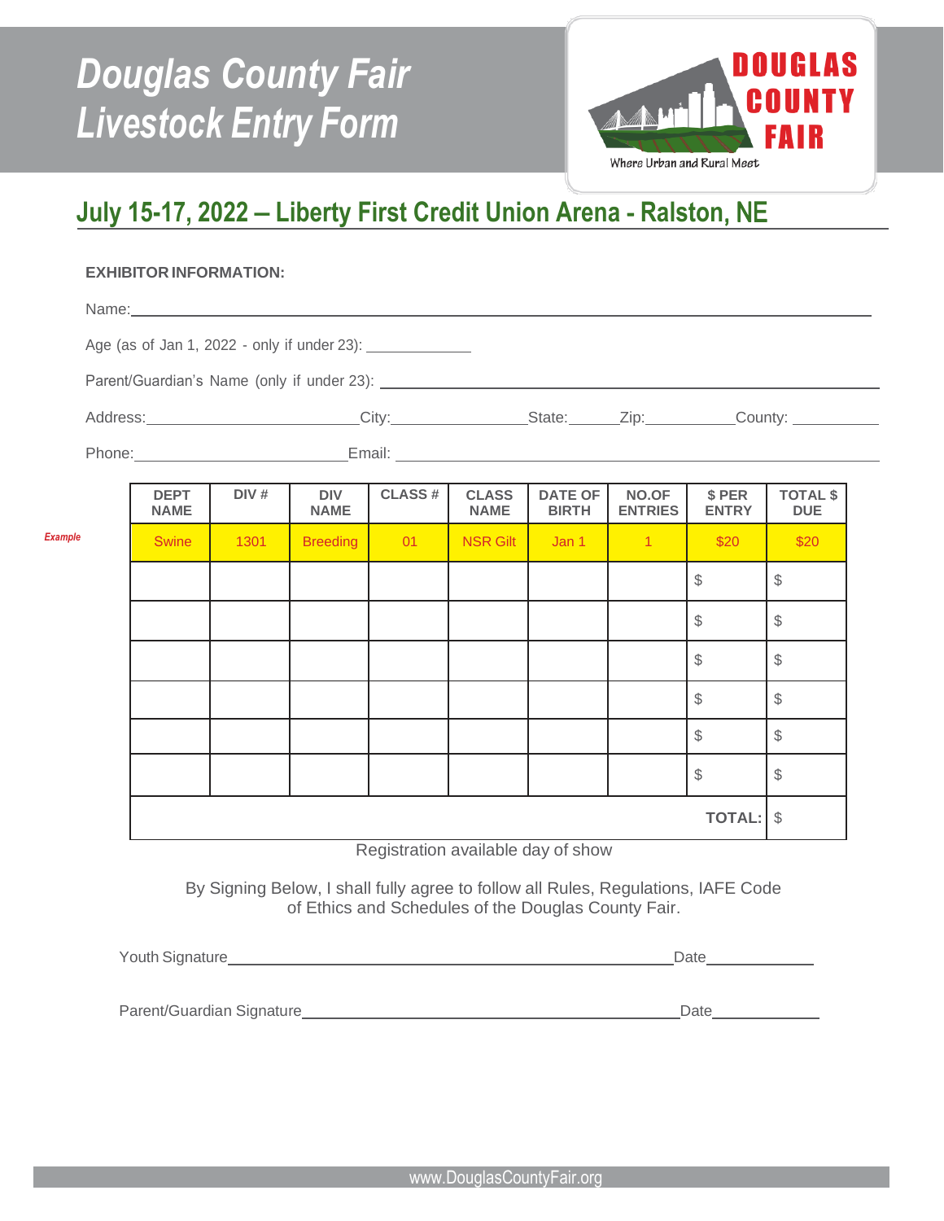# Douglas County Fair Livestock Entry Form

DOUGLAS COUNTY FAIR

Where Urban and Rural Meet

## July 15-17, 2022 – Liberty First Credit Union Arena - Ralston, NE

**EXHIBITOR INFORMATION:**

Name: ____________________________________________

Age (as of Jan 1, 2022 - only if under 23): __________

Parent/Guardian's Name (only if under 23): ____________________________________________

Address: ____________________ City: ______________ State: _____ Zip: _________ County: _________

Phone: ____________________ Email: ____________________________________________

| | DEPT NAME | DIV # | DIV NAME | CLASS # | CLASS NAME | DATE OF BIRTH | NO.OF ENTRIES | $ PER ENTRY | TOTAL $ DUE |
|---|---|---|---|---|---|---|---|---|---|
| *Example* | Swine | 1301 | Breeding | 01 | NSR Gilt | Jan 1 | 1 | $20 | $20 |
| | | | | | | | | $ | $ |
| | | | | | | | | $ | $ |
| | | | | | | | | $ | $ |
| | | | | | | | | $ | $ |
| | | | | | | | | $ | $ |
| | | | | | | | | $ | $ |
| | | | | | | | | **TOTAL:** | $ |

Registration available day of show

By Signing Below, I shall fully agree to follow all Rules, Regulations, IAFE Code of Ethics and Schedules of the Douglas County Fair.

Youth Signature ____________________________________________ Date __________

Parent/Guardian Signature ____________________________________________ Date __________

www.DouglasCountyFair.org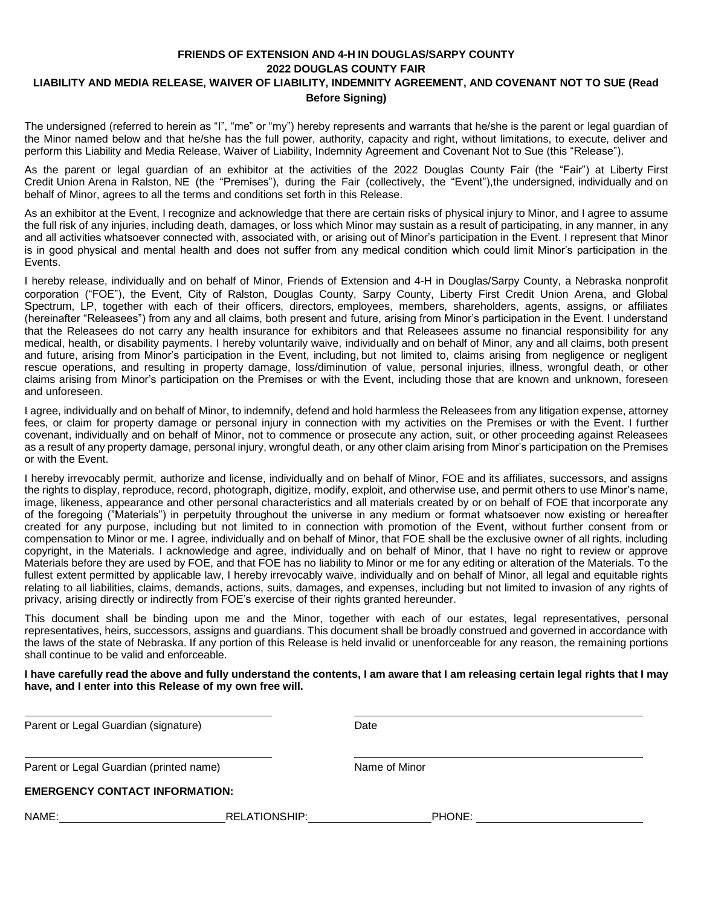**FRIENDS OF EXTENSION AND 4-H IN DOUGLAS/SARPY COUNTY**
**2022 DOUGLAS COUNTY FAIR**
**LIABILITY AND MEDIA RELEASE, WAIVER OF LIABILITY, INDEMNITY AGREEMENT, AND COVENANT NOT TO SUE (Read Before Signing)**

The undersigned (referred to herein as "I", "me" or "my") hereby represents and warrants that he/she is the parent or legal guardian of the Minor named below and that he/she has the full power, authority, capacity and right, without limitations, to execute, deliver and perform this Liability and Media Release, Waiver of Liability, Indemnity Agreement and Covenant Not to Sue (this "Release").

As the parent or legal guardian of an exhibitor at the activities of the 2022 Douglas County Fair (the "Fair") at Liberty First Credit Union Arena in Ralston, NE (the "Premises"), during the Fair (collectively, the "Event"),the undersigned, individually and on behalf of Minor, agrees to all the terms and conditions set forth in this Release.

As an exhibitor at the Event, I recognize and acknowledge that there are certain risks of physical injury to Minor, and I agree to assume the full risk of any injuries, including death, damages, or loss which Minor may sustain as a result of participating, in any manner, in any and all activities whatsoever connected with, associated with, or arising out of Minor's participation in the Event. I represent that Minor is in good physical and mental health and does not suffer from any medical condition which could limit Minor's participation in the Events.

I hereby release, individually and on behalf of Minor, Friends of Extension and 4-H in Douglas/Sarpy County, a Nebraska nonprofit corporation ("FOE"), the Event, City of Ralston, Douglas County, Sarpy County, Liberty First Credit Union Arena, and Global Spectrum, LP, together with each of their officers, directors, employees, members, shareholders, agents, assigns, or affiliates (hereinafter "Releasees") from any and all claims, both present and future, arising from Minor's participation in the Event. I understand that the Releasees do not carry any health insurance for exhibitors and that Releasees assume no financial responsibility for any medical, health, or disability payments. I hereby voluntarily waive, individually and on behalf of Minor, any and all claims, both present and future, arising from Minor's participation in the Event, including, but not limited to, claims arising from negligence or negligent rescue operations, and resulting in property damage, loss/diminution of value, personal injuries, illness, wrongful death, or other claims arising from Minor's participation on the Premises or with the Event, including those that are known and unknown, foreseen and unforeseen.

I agree, individually and on behalf of Minor, to indemnify, defend and hold harmless the Releasees from any litigation expense, attorney fees, or claim for property damage or personal injury in connection with my activities on the Premises or with the Event. I further covenant, individually and on behalf of Minor, not to commence or prosecute any action, suit, or other proceeding against Releasees as a result of any property damage, personal injury, wrongful death, or any other claim arising from Minor's participation on the Premises or with the Event.

I hereby irrevocably permit, authorize and license, individually and on behalf of Minor, FOE and its affiliates, successors, and assigns the rights to display, reproduce, record, photograph, digitize, modify, exploit, and otherwise use, and permit others to use Minor's name, image, likeness, appearance and other personal characteristics and all materials created by or on behalf of FOE that incorporate any of the foregoing ("Materials") in perpetuity throughout the universe in any medium or format whatsoever now existing or hereafter created for any purpose, including but not limited to in connection with promotion of the Event, without further consent from or compensation to Minor or me. I agree, individually and on behalf of Minor, that FOE shall be the exclusive owner of all rights, including copyright, in the Materials. I acknowledge and agree, individually and on behalf of Minor, that I have no right to review or approve Materials before they are used by FOE, and that FOE has no liability to Minor or me for any editing or alteration of the Materials. To the fullest extent permitted by applicable law, I hereby irrevocably waive, individually and on behalf of Minor, all legal and equitable rights relating to all liabilities, claims, demands, actions, suits, damages, and expenses, including but not limited to invasion of any rights of privacy, arising directly or indirectly from FOE's exercise of their rights granted hereunder.

This document shall be binding upon me and the Minor, together with each of our estates, legal representatives, personal representatives, heirs, successors, assigns and guardians. This document shall be broadly construed and governed in accordance with the laws of the state of Nebraska. If any portion of this Release is held invalid or unenforceable for any reason, the remaining portions shall continue to be valid and enforceable.

**I have carefully read the above and fully understand the contents, I am aware that I am releasing certain legal rights that I may have, and I enter into this Release of my own free will.**

______________________________ ______________________________
Parent or Legal Guardian (signature) Date

______________________________ ______________________________
Parent or Legal Guardian (printed name) Name of Minor

**EMERGENCY CONTACT INFORMATION:**

NAME: ______________________ RELATIONSHIP: ______________________ PHONE: ______________________